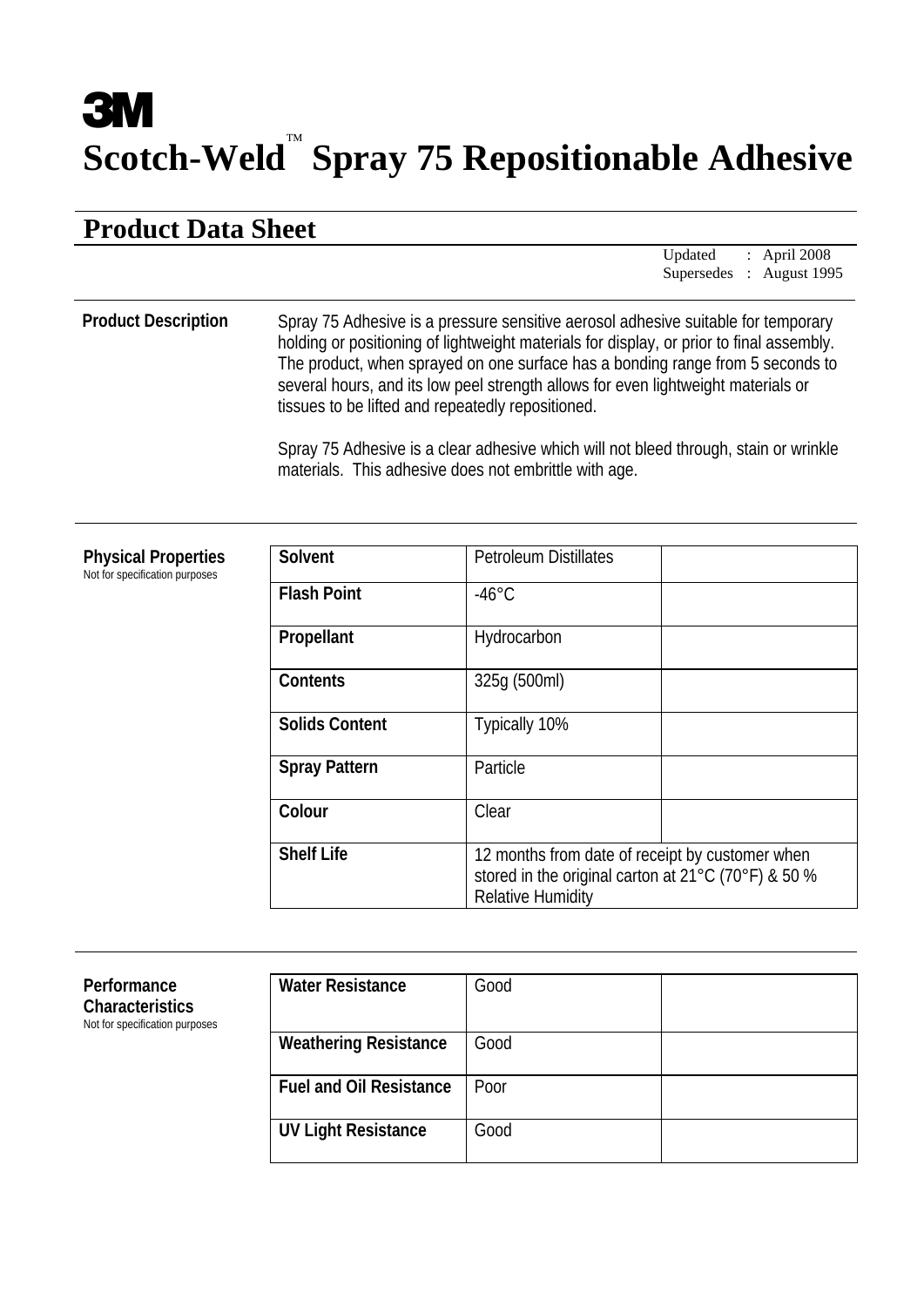# 3M

# Scotch-Weld™ Spray 75 Repositionable Adhesive

## Product Data Sheet

Updated : April 2008
Supersedes : August 1995

**Product Description**

Spray 75 Adhesive is a pressure sensitive aerosol adhesive suitable for temporary holding or positioning of lightweight materials for display, or prior to final assembly. The product, when sprayed on one surface has a bonding range from 5 seconds to several hours, and its low peel strength allows for even lightweight materials or tissues to be lifted and repeatedly repositioned.

Spray 75 Adhesive is a clear adhesive which will not bleed through, stain or wrinkle materials. This adhesive does not embrittle with age.

**Physical Properties**
Not for specification purposes

| | | |
|---|---|---|
| **Solvent** | Petroleum Distillates | |
| **Flash Point** | -46°C | |
| **Propellant** | Hydrocarbon | |
| **Contents** | 325g (500ml) | |
| **Solids Content** | Typically 10% | |
| **Spray Pattern** | Particle | |
| **Colour** | Clear | |
| **Shelf Life** | 12 months from date of receipt by customer when stored in the original carton at 21°C (70°F) & 50 % Relative Humidity | |

**Performance Characteristics**
Not for specification purposes

| | | |
|---|---|---|
| **Water Resistance** | Good | |
| **Weathering Resistance** | Good | |
| **Fuel and Oil Resistance** | Poor | |
| **UV Light Resistance** | Good | |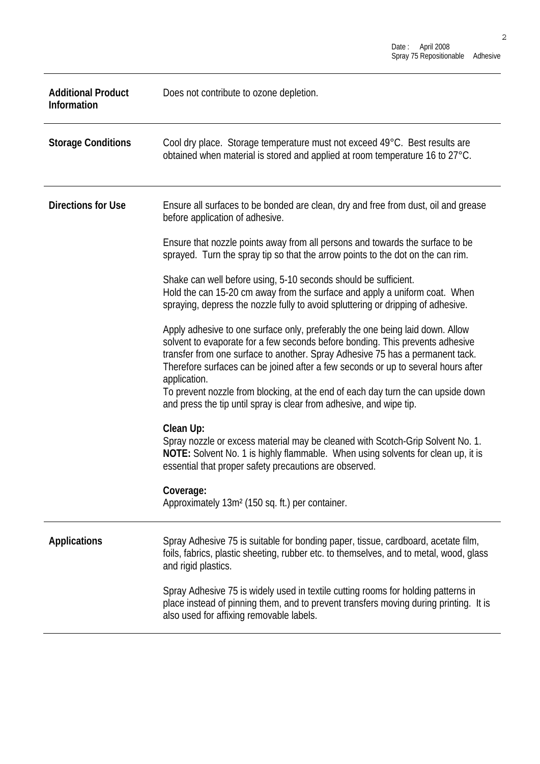| | |
|---|---|
| **Additional Product Information** | Does not contribute to ozone depletion. |
| **Storage Conditions** | Cool dry place. Storage temperature must not exceed 49°C. Best results are obtained when material is stored and applied at room temperature 16 to 27°C. |

**Directions for Use**

Ensure all surfaces to be bonded are clean, dry and free from dust, oil and grease before application of adhesive.

Ensure that nozzle points away from all persons and towards the surface to be sprayed. Turn the spray tip so that the arrow points to the dot on the can rim.

Shake can well before using, 5-10 seconds should be sufficient.
Hold the can 15-20 cm away from the surface and apply a uniform coat. When spraying, depress the nozzle fully to avoid spluttering or dripping of adhesive.

Apply adhesive to one surface only, preferably the one being laid down. Allow solvent to evaporate for a few seconds before bonding. This prevents adhesive transfer from one surface to another. Spray Adhesive 75 has a permanent tack. Therefore surfaces can be joined after a few seconds or up to several hours after application.
To prevent nozzle from blocking, at the end of each day turn the can upside down and press the tip until spray is clear from adhesive, and wipe tip.

**Clean Up:**
Spray nozzle or excess material may be cleaned with Scotch-Grip Solvent No. 1. **NOTE:** Solvent No. 1 is highly flammable. When using solvents for clean up, it is essential that proper safety precautions are observed.

**Coverage:**
Approximately 13m² (150 sq. ft.) per container.

**Applications**

Spray Adhesive 75 is suitable for bonding paper, tissue, cardboard, acetate film, foils, fabrics, plastic sheeting, rubber etc. to themselves, and to metal, wood, glass and rigid plastics.

Spray Adhesive 75 is widely used in textile cutting rooms for holding patterns in place instead of pinning them, and to prevent transfers moving during printing. It is also used for affixing removable labels.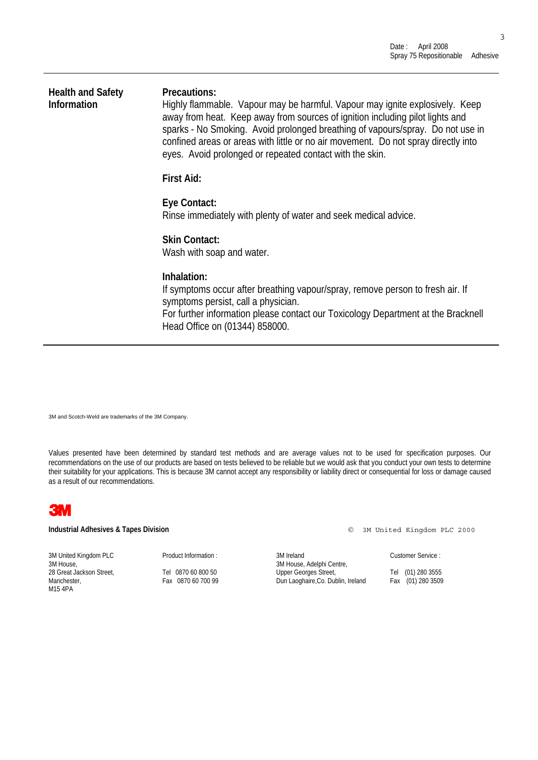## Health and Safety Information

**Precautions:**
Highly flammable. Vapour may be harmful. Vapour may ignite explosively. Keep away from heat. Keep away from sources of ignition including pilot lights and sparks - No Smoking. Avoid prolonged breathing of vapours/spray. Do not use in confined areas or areas with little or no air movement. Do not spray directly into eyes. Avoid prolonged or repeated contact with the skin.

**First Aid:**

**Eye Contact:**
Rinse immediately with plenty of water and seek medical advice.

**Skin Contact:**
Wash with soap and water.

**Inhalation:**
If symptoms occur after breathing vapour/spray, remove person to fresh air. If symptoms persist, call a physician.
For further information please contact our Toxicology Department at the Bracknell Head Office on (01344) 858000.

3M and Scotch-Weld are trademarks of the 3M Company.

Values presented have been determined by standard test methods and are average values not to be used for specification purposes. Our recommendations on the use of our products are based on tests believed to be reliable but we would ask that you conduct your own tests to determine their suitability for your applications. This is because 3M cannot accept any responsibility or liability direct or consequential for loss or damage caused as a result of our recommendations.

3M

**Industrial Adhesives & Tapes Division**

© 3M United Kingdom PLC 2000

3M United Kingdom PLC
3M House,
28 Great Jackson Street,
Manchester,
M15 4PA

Product Information :
Tel 0870 60 800 50
Fax 0870 60 700 99

3M Ireland
3M House, Adelphi Centre,
Upper Georges Street,
Dun Laoghaire,Co. Dublin, Ireland

Customer Service :
Tel (01) 280 3555
Fax (01) 280 3509